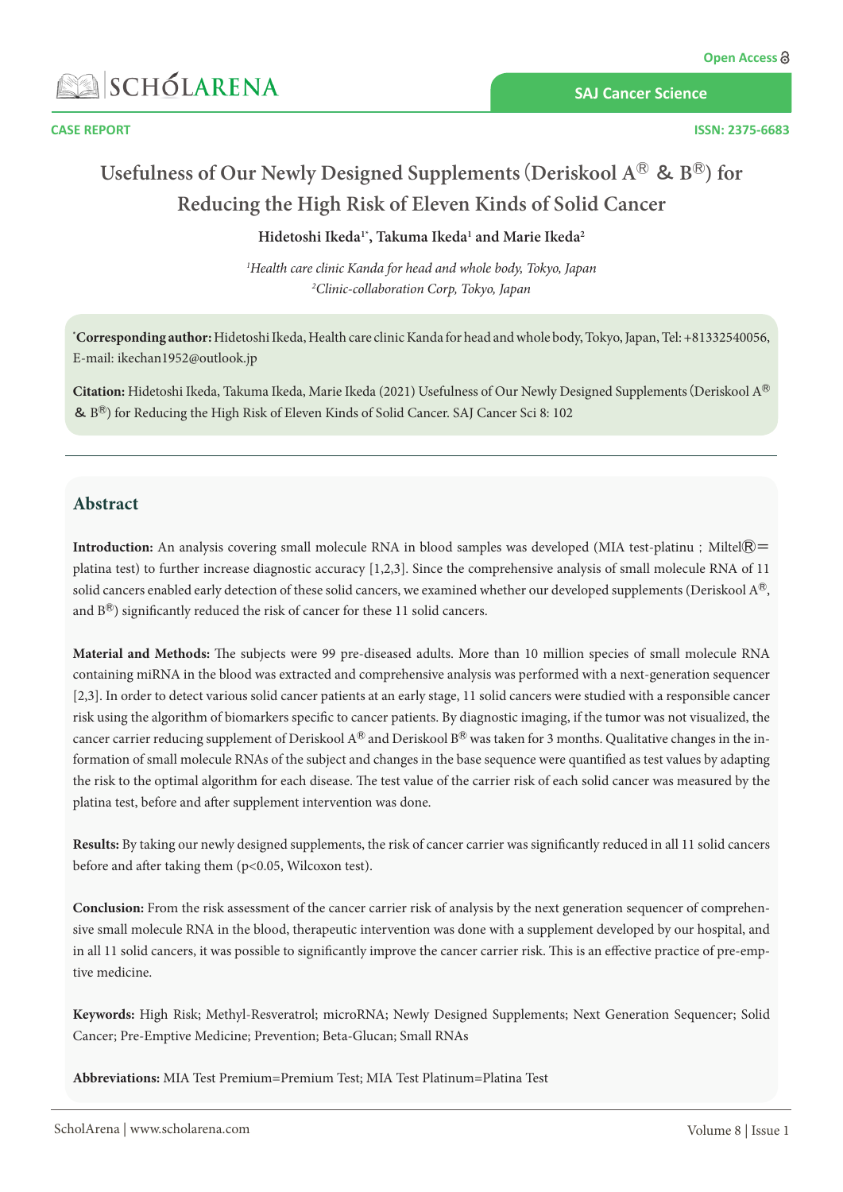CASE REPORT

# Usefulness of Our Newly Designed Supplements (Deriskool A® & B®) for Reducing the High Risk of Eleven Kinds of Solid Cancer

**Hidetoshi Ikeda[1*], Takuma Ikeda[1] and Marie Ikeda[2]**

*[1]Health care clinic Kanda for head and whole body, Tokyo, Japan*
*[2]Clinic-collaboration Corp, Tokyo, Japan*

**[*]Corresponding author:** Hidetoshi Ikeda, Health care clinic Kanda for head and whole body, Tokyo, Japan, Tel: +81332540056, E-mail: ikechan1952@outlook.jp

**Citation:** Hidetoshi Ikeda, Takuma Ikeda, Marie Ikeda (2021) Usefulness of Our Newly Designed Supplements (Deriskool A® & B®) for Reducing the High Risk of Eleven Kinds of Solid Cancer. SAJ Cancer Sci 8: 102

## Abstract

**Introduction:** An analysis covering small molecule RNA in blood samples was developed (MIA test-platinu ; Miltel®＝platina test) to further increase diagnostic accuracy [1,2,3]. Since the comprehensive analysis of small molecule RNA of 11 solid cancers enabled early detection of these solid cancers, we examined whether our developed supplements (Deriskool A®, and B®) significantly reduced the risk of cancer for these 11 solid cancers.

**Material and Methods:** The subjects were 99 pre-diseased adults. More than 10 million species of small molecule RNA containing miRNA in the blood was extracted and comprehensive analysis was performed with a next-generation sequencer [2,3]. In order to detect various solid cancer patients at an early stage, 11 solid cancers were studied with a responsible cancer risk using the algorithm of biomarkers specific to cancer patients. By diagnostic imaging, if the tumor was not visualized, the cancer carrier reducing supplement of Deriskool A® and Deriskool B® was taken for 3 months. Qualitative changes in the information of small molecule RNAs of the subject and changes in the base sequence were quantified as test values by adapting the risk to the optimal algorithm for each disease. The test value of the carrier risk of each solid cancer was measured by the platina test, before and after supplement intervention was done.

**Results:** By taking our newly designed supplements, the risk of cancer carrier was significantly reduced in all 11 solid cancers before and after taking them ($p<0.05$, Wilcoxon test).

**Conclusion:** From the risk assessment of the cancer carrier risk of analysis by the next generation sequencer of comprehensive small molecule RNA in the blood, therapeutic intervention was done with a supplement developed by our hospital, and in all 11 solid cancers, it was possible to significantly improve the cancer carrier risk. This is an effective practice of pre-emptive medicine.

**Keywords:** High Risk; Methyl-Resveratrol; microRNA; Newly Designed Supplements; Next Generation Sequencer; Solid Cancer; Pre-Emptive Medicine; Prevention; Beta-Glucan; Small RNAs

**Abbreviations:** MIA Test Premium=Premium Test; MIA Test Platinum=Platina Test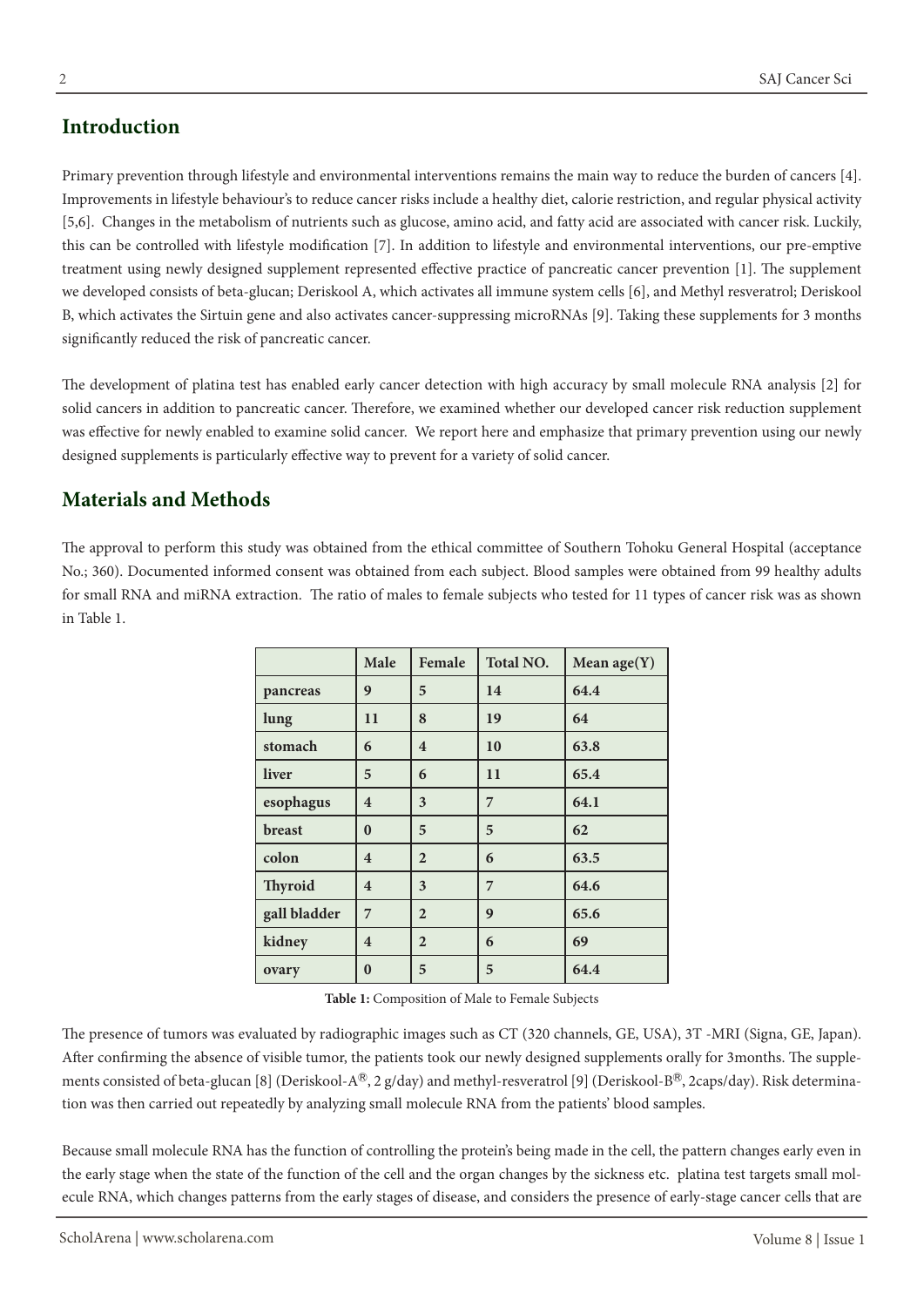## Introduction

Primary prevention through lifestyle and environmental interventions remains the main way to reduce the burden of cancers [4]. Improvements in lifestyle behaviour's to reduce cancer risks include a healthy diet, calorie restriction, and regular physical activity [5,6]. Changes in the metabolism of nutrients such as glucose, amino acid, and fatty acid are associated with cancer risk. Luckily, this can be controlled with lifestyle modification [7]. In addition to lifestyle and environmental interventions, our pre-emptive treatment using newly designed supplement represented effective practice of pancreatic cancer prevention [1]. The supplement we developed consists of beta-glucan; Deriskool A, which activates all immune system cells [6], and Methyl resveratrol; Deriskool B, which activates the Sirtuin gene and also activates cancer-suppressing microRNAs [9]. Taking these supplements for 3 months significantly reduced the risk of pancreatic cancer.

The development of platina test has enabled early cancer detection with high accuracy by small molecule RNA analysis [2] for solid cancers in addition to pancreatic cancer. Therefore, we examined whether our developed cancer risk reduction supplement was effective for newly enabled to examine solid cancer. We report here and emphasize that primary prevention using our newly designed supplements is particularly effective way to prevent for a variety of solid cancer.

## Materials and Methods

The approval to perform this study was obtained from the ethical committee of Southern Tohoku General Hospital (acceptance No.; 360). Documented informed consent was obtained from each subject. Blood samples were obtained from 99 healthy adults for small RNA and miRNA extraction. The ratio of males to female subjects who tested for 11 types of cancer risk was as shown in Table 1.

| | Male | Female | Total NO. | Mean age(Y) |
|---|---|---|---|---|
| pancreas | 9 | 5 | 14 | 64.4 |
| lung | 11 | 8 | 19 | 64 |
| stomach | 6 | 4 | 10 | 63.8 |
| liver | 5 | 6 | 11 | 65.4 |
| esophagus | 4 | 3 | 7 | 64.1 |
| breast | 0 | 5 | 5 | 62 |
| colon | 4 | 2 | 6 | 63.5 |
| Thyroid | 4 | 3 | 7 | 64.6 |
| gall bladder | 7 | 2 | 9 | 65.6 |
| kidney | 4 | 2 | 6 | 69 |
| ovary | 0 | 5 | 5 | 64.4 |

**Table 1:** Composition of Male to Female Subjects

The presence of tumors was evaluated by radiographic images such as CT (320 channels, GE, USA), 3T -MRI (Signa, GE, Japan). After confirming the absence of visible tumor, the patients took our newly designed supplements orally for 3months. The supplements consisted of beta-glucan [8] (Deriskool-A®, 2 g/day) and methyl-resveratrol [9] (Deriskool-B®, 2caps/day). Risk determination was then carried out repeatedly by analyzing small molecule RNA from the patients' blood samples.

Because small molecule RNA has the function of controlling the protein's being made in the cell, the pattern changes early even in the early stage when the state of the function of the cell and the organ changes by the sickness etc. platina test targets small molecule RNA, which changes patterns from the early stages of disease, and considers the presence of early-stage cancer cells that are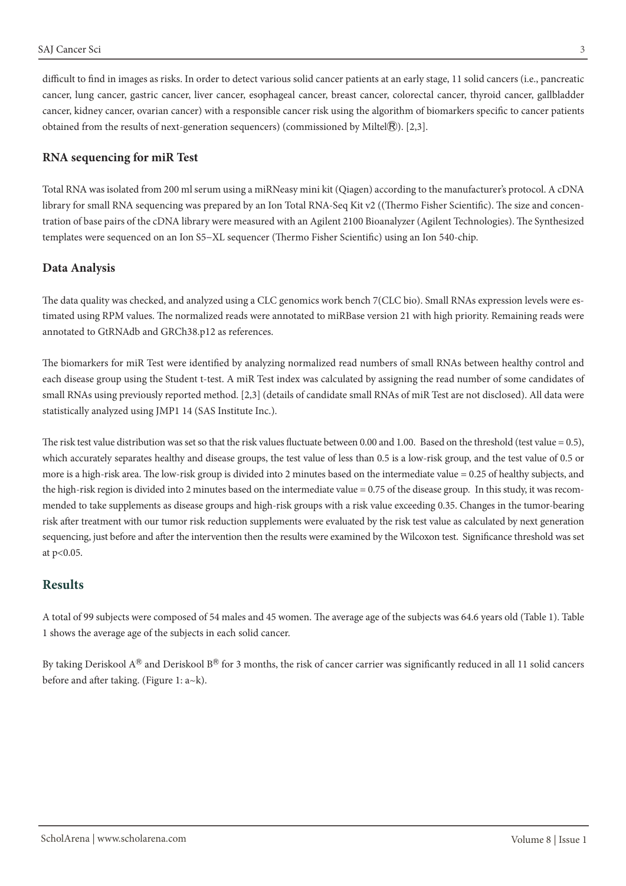difficult to find in images as risks. In order to detect various solid cancer patients at an early stage, 11 solid cancers (i.e., pancreatic cancer, lung cancer, gastric cancer, liver cancer, esophageal cancer, breast cancer, colorectal cancer, thyroid cancer, gallbladder cancer, kidney cancer, ovarian cancer) with a responsible cancer risk using the algorithm of biomarkers specific to cancer patients obtained from the results of next-generation sequencers) (commissioned by Miltel®). [2,3].

### RNA sequencing for miR Test

Total RNA was isolated from 200 ml serum using a miRNeasy mini kit (Qiagen) according to the manufacturer's protocol. A cDNA library for small RNA sequencing was prepared by an Ion Total RNA-Seq Kit v2 ((Thermo Fisher Scientific). The size and concentration of base pairs of the cDNA library were measured with an Agilent 2100 Bioanalyzer (Agilent Technologies). The Synthesized templates were sequenced on an Ion S5−XL sequencer (Thermo Fisher Scientific) using an Ion 540-chip.

### Data Analysis

The data quality was checked, and analyzed using a CLC genomics work bench 7(CLC bio). Small RNAs expression levels were estimated using RPM values. The normalized reads were annotated to miRBase version 21 with high priority. Remaining reads were annotated to GtRNAdb and GRCh38.p12 as references.

The biomarkers for miR Test were identified by analyzing normalized read numbers of small RNAs between healthy control and each disease group using the Student t-test. A miR Test index was calculated by assigning the read number of some candidates of small RNAs using previously reported method. [2,3] (details of candidate small RNAs of miR Test are not disclosed). All data were statistically analyzed using JMP1 14 (SAS Institute Inc.).

The risk test value distribution was set so that the risk values fluctuate between 0.00 and 1.00. Based on the threshold (test value = 0.5), which accurately separates healthy and disease groups, the test value of less than 0.5 is a low-risk group, and the test value of 0.5 or more is a high-risk area. The low-risk group is divided into 2 minutes based on the intermediate value = 0.25 of healthy subjects, and the high-risk region is divided into 2 minutes based on the intermediate value = 0.75 of the disease group. In this study, it was recommended to take supplements as disease groups and high-risk groups with a risk value exceeding 0.35. Changes in the tumor-bearing risk after treatment with our tumor risk reduction supplements were evaluated by the risk test value as calculated by next generation sequencing, just before and after the intervention then the results were examined by the Wilcoxon test. Significance threshold was set at $p<0.05$.

## Results

A total of 99 subjects were composed of 54 males and 45 women. The average age of the subjects was 64.6 years old (Table 1). Table 1 shows the average age of the subjects in each solid cancer.

By taking Deriskool A® and Deriskool B® for 3 months, the risk of cancer carrier was significantly reduced in all 11 solid cancers before and after taking. (Figure 1: a~k).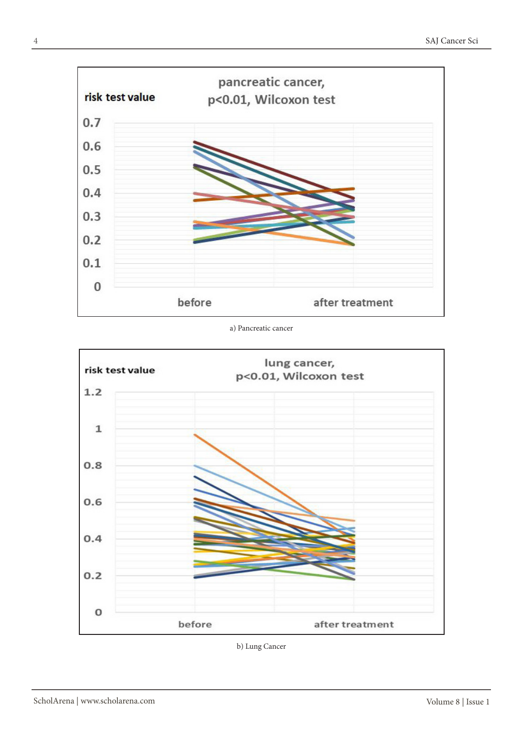a) Pancreatic cancer

b) Lung Cancer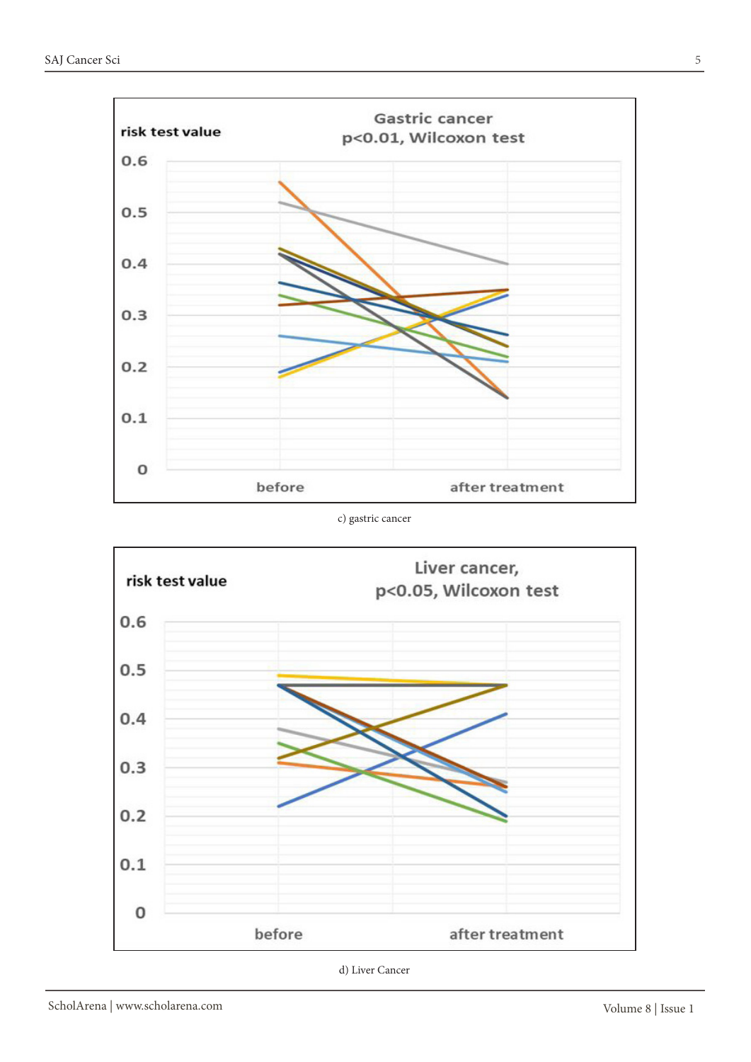c) gastric cancer

d) Liver Cancer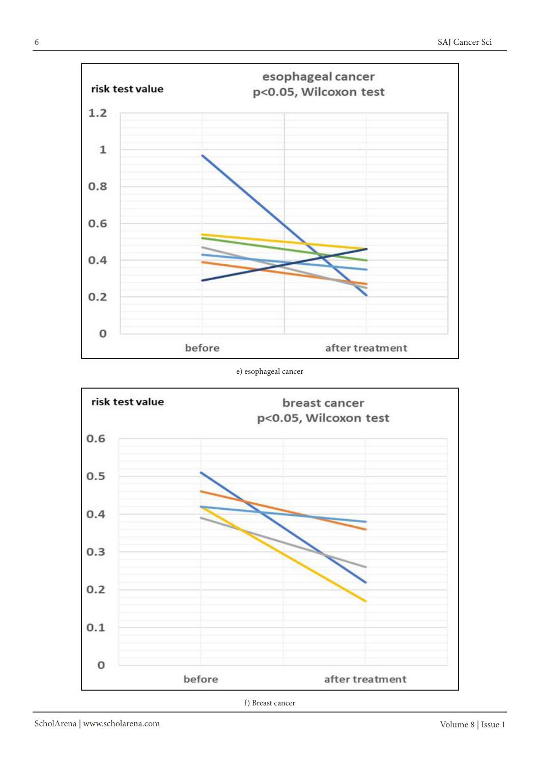e) esophageal cancer

f) Breast cancer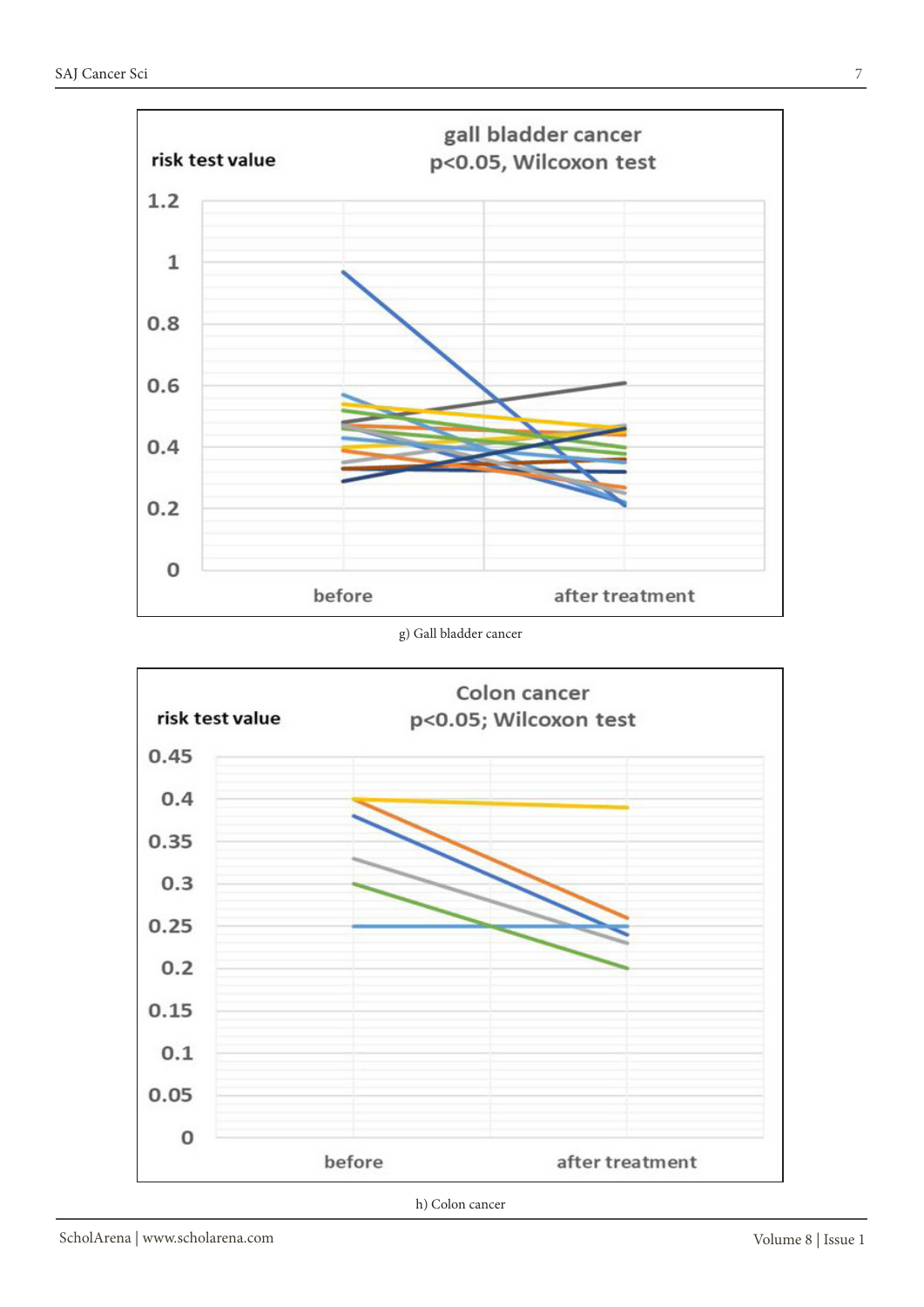g) Gall bladder cancer

h) Colon cancer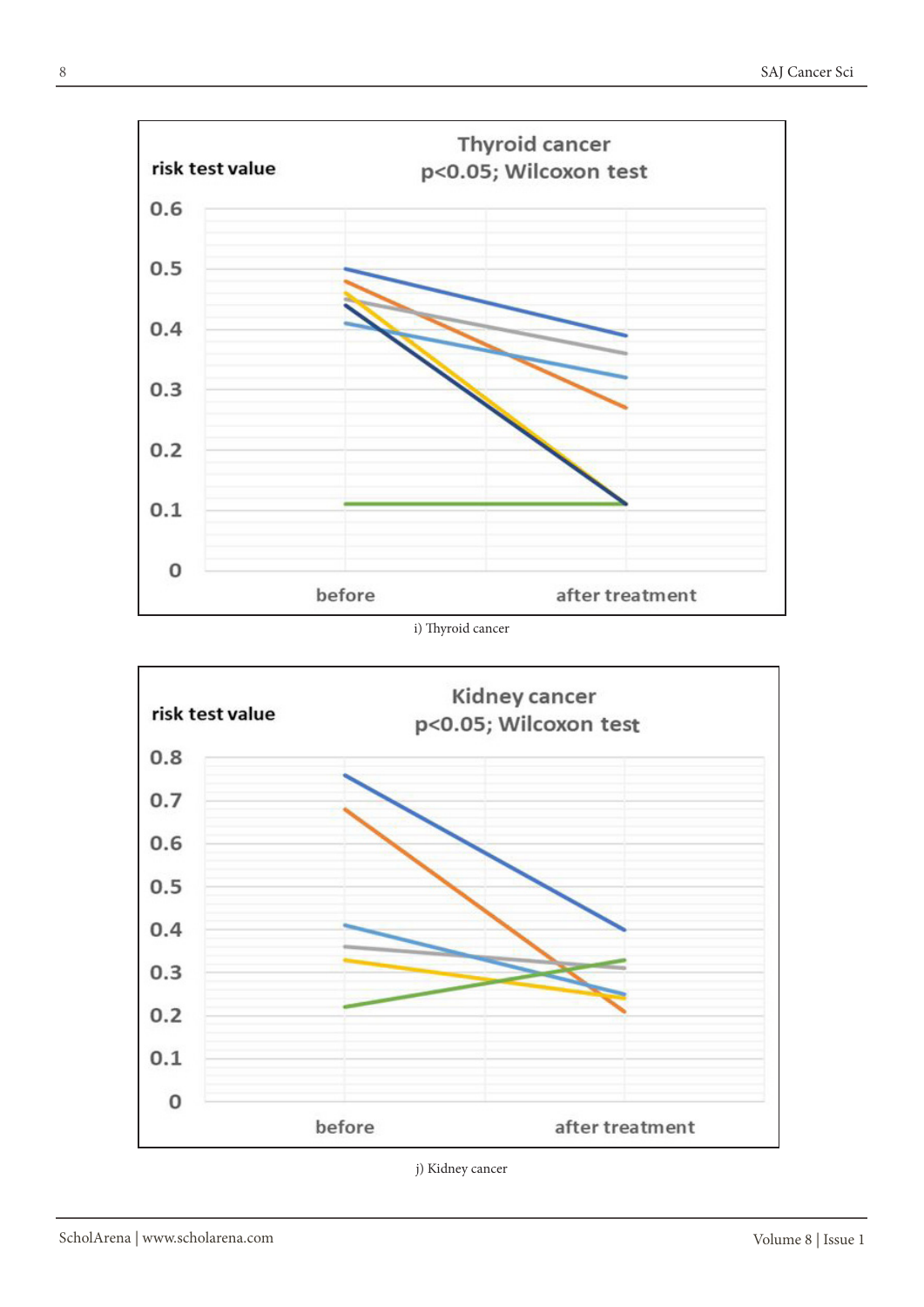i) Thyroid cancer

j) Kidney cancer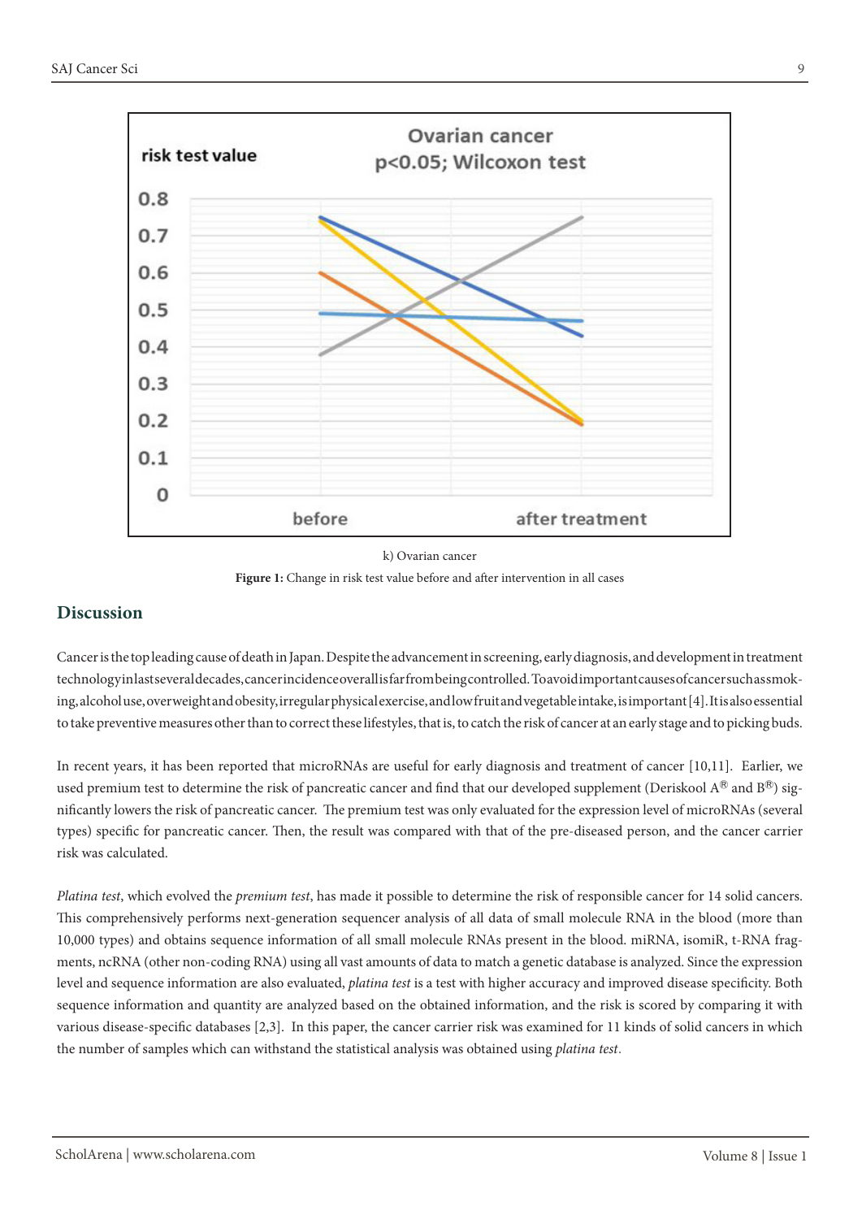k) Ovarian cancer

**Figure 1:** Change in risk test value before and after intervention in all cases

## Discussion

Cancer is the top leading cause of death in Japan. Despite the advancement in screening, early diagnosis, and development in treatment technology in last several decades, cancer incidence overall is far from being controlled. To avoid important causes of cancer such as smoking, alcohol use, overweight and obesity, irregular physical exercise, and low fruit and vegetable intake, is important [4]. It is also essential to take preventive measures other than to correct these lifestyles, that is, to catch the risk of cancer at an early stage and to picking buds.

In recent years, it has been reported that microRNAs are useful for early diagnosis and treatment of cancer [10,11]. Earlier, we used premium test to determine the risk of pancreatic cancer and find that our developed supplement (Deriskool A® and B®) significantly lowers the risk of pancreatic cancer. The premium test was only evaluated for the expression level of microRNAs (several types) specific for pancreatic cancer. Then, the result was compared with that of the pre-diseased person, and the cancer carrier risk was calculated.

*Platina test*, which evolved the *premium test*, has made it possible to determine the risk of responsible cancer for 14 solid cancers. This comprehensively performs next-generation sequencer analysis of all data of small molecule RNA in the blood (more than 10,000 types) and obtains sequence information of all small molecule RNAs present in the blood. miRNA, isomiR, t-RNA fragments, ncRNA (other non-coding RNA) using all vast amounts of data to match a genetic database is analyzed. Since the expression level and sequence information are also evaluated, *platina test* is a test with higher accuracy and improved disease specificity. Both sequence information and quantity are analyzed based on the obtained information, and the risk is scored by comparing it with various disease-specific databases [2,3]. In this paper, the cancer carrier risk was examined for 11 kinds of solid cancers in which the number of samples which can withstand the statistical analysis was obtained using *platina test*.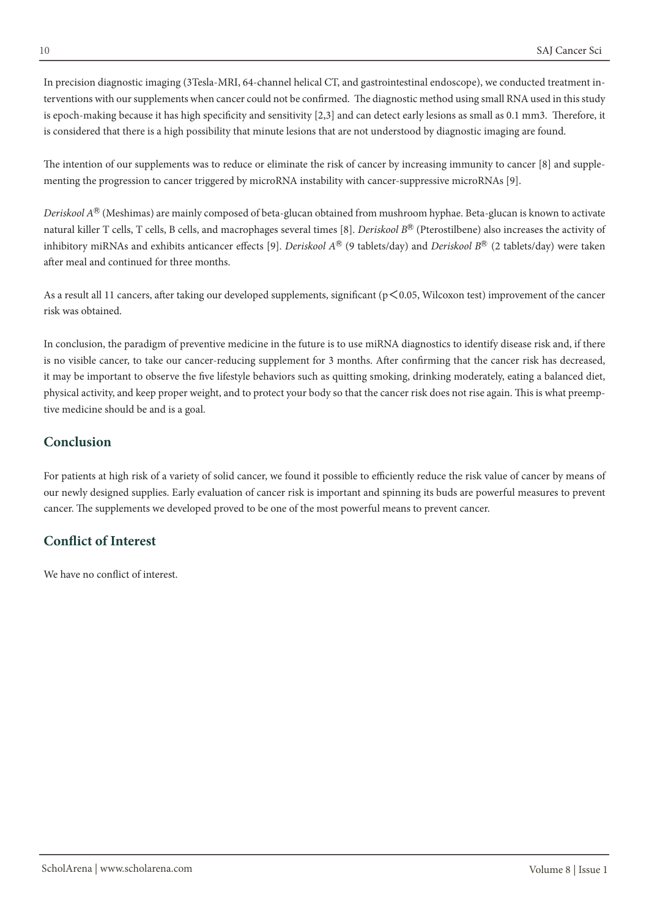In precision diagnostic imaging (3Tesla-MRI, 64-channel helical CT, and gastrointestinal endoscope), we conducted treatment interventions with our supplements when cancer could not be confirmed. The diagnostic method using small RNA used in this study is epoch-making because it has high specificity and sensitivity [2,3] and can detect early lesions as small as 0.1 mm3. Therefore, it is considered that there is a high possibility that minute lesions that are not understood by diagnostic imaging are found.

The intention of our supplements was to reduce or eliminate the risk of cancer by increasing immunity to cancer [8] and supplementing the progression to cancer triggered by microRNA instability with cancer-suppressive microRNAs [9].

*Deriskool A*® (Meshimas) are mainly composed of beta-glucan obtained from mushroom hyphae. Beta-glucan is known to activate natural killer T cells, T cells, B cells, and macrophages several times [8]. *Deriskool B*® (Pterostilbene) also increases the activity of inhibitory miRNAs and exhibits anticancer effects [9]. *Deriskool A*® (9 tablets/day) and *Deriskool B*® (2 tablets/day) were taken after meal and continued for three months.

As a result all 11 cancers, after taking our developed supplements, significant ($p < 0.05$, Wilcoxon test) improvement of the cancer risk was obtained.

In conclusion, the paradigm of preventive medicine in the future is to use miRNA diagnostics to identify disease risk and, if there is no visible cancer, to take our cancer-reducing supplement for 3 months. After confirming that the cancer risk has decreased, it may be important to observe the five lifestyle behaviors such as quitting smoking, drinking moderately, eating a balanced diet, physical activity, and keep proper weight, and to protect your body so that the cancer risk does not rise again. This is what preemptive medicine should be and is a goal.

## Conclusion

For patients at high risk of a variety of solid cancer, we found it possible to efficiently reduce the risk value of cancer by means of our newly designed supplies. Early evaluation of cancer risk is important and spinning its buds are powerful measures to prevent cancer. The supplements we developed proved to be one of the most powerful means to prevent cancer.

## Conflict of Interest

We have no conflict of interest.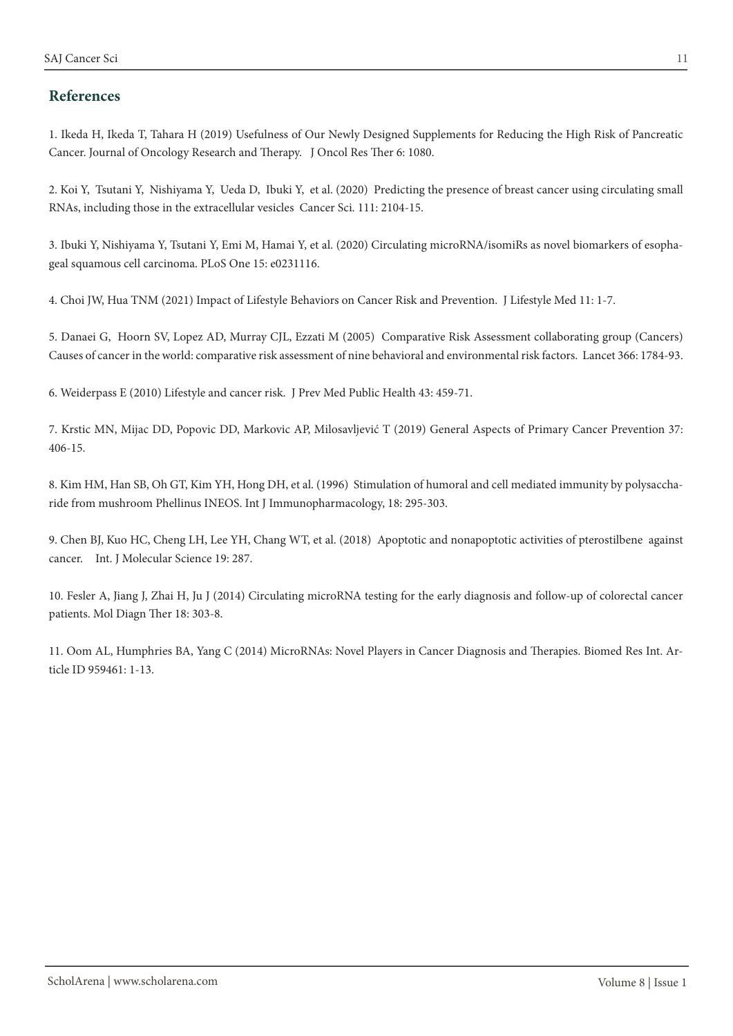## References

1. Ikeda H, Ikeda T, Tahara H (2019) Usefulness of Our Newly Designed Supplements for Reducing the High Risk of Pancreatic Cancer. Journal of Oncology Research and Therapy. J Oncol Res Ther 6: 1080.

2. Koi Y, Tsutani Y, Nishiyama Y, Ueda D, Ibuki Y, et al. (2020) Predicting the presence of breast cancer using circulating small RNAs, including those in the extracellular vesicles Cancer Sci. 111: 2104-15.

3. Ibuki Y, Nishiyama Y, Tsutani Y, Emi M, Hamai Y, et al. (2020) Circulating microRNA/isomiRs as novel biomarkers of esophageal squamous cell carcinoma. PLoS One 15: e0231116.

4. Choi JW, Hua TNM (2021) Impact of Lifestyle Behaviors on Cancer Risk and Prevention. J Lifestyle Med 11: 1-7.

5. Danaei G, Hoorn SV, Lopez AD, Murray CJL, Ezzati M (2005) Comparative Risk Assessment collaborating group (Cancers) Causes of cancer in the world: comparative risk assessment of nine behavioral and environmental risk factors. Lancet 366: 1784-93.

6. Weiderpass E (2010) Lifestyle and cancer risk. J Prev Med Public Health 43: 459-71.

7. Krstic MN, Mijac DD, Popovic DD, Markovic AP, Milosavljević T (2019) General Aspects of Primary Cancer Prevention 37: 406-15.

8. Kim HM, Han SB, Oh GT, Kim YH, Hong DH, et al. (1996) Stimulation of humoral and cell mediated immunity by polysaccharide from mushroom Phellinus INEOS. Int J Immunopharmacology, 18: 295-303.

9. Chen BJ, Kuo HC, Cheng LH, Lee YH, Chang WT, et al. (2018) Apoptotic and nonapoptotic activities of pterostilbene against cancer. Int. J Molecular Science 19: 287.

10. Fesler A, Jiang J, Zhai H, Ju J (2014) Circulating microRNA testing for the early diagnosis and follow-up of colorectal cancer patients. Mol Diagn Ther 18: 303-8.

11. Oom AL, Humphries BA, Yang C (2014) MicroRNAs: Novel Players in Cancer Diagnosis and Therapies. Biomed Res Int. Article ID 959461: 1-13.